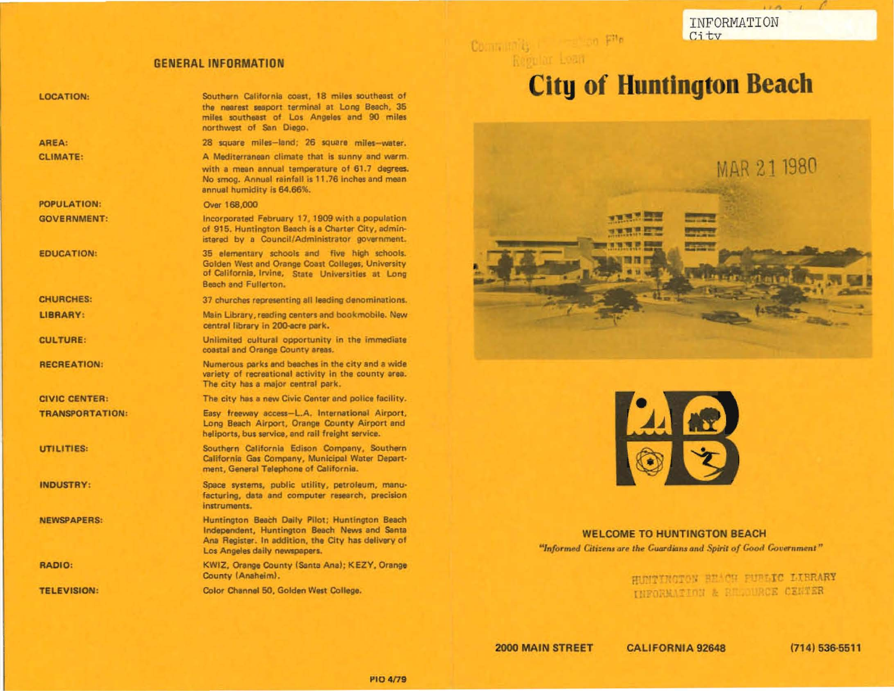## GENERAL INFORMATION

| | |
|---|---|
| **LOCATION:** | Southern California coast, 18 miles southeast of the nearest seaport terminal at Long Beach, 35 miles southeast of Los Angeles and 90 miles northwest of San Diego. |
| **AREA:** | 28 square miles—land; 26 square miles—water. |
| **CLIMATE:** | A Mediterranean climate that is sunny and warm with a mean annual temperature of 61.7 degrees. No smog. Annual rainfall is 11.76 inches and mean annual humidity is 64.66%. |
| **POPULATION:** | Over 168,000 |
| **GOVERNMENT:** | Incorporated February 17, 1909 with a population of 915. Huntington Beach is a Charter City, administered by a Council/Administrator government. |
| **EDUCATION:** | 35 elementary schools and five high schools. Golden West and Orange Coast Colleges, University of California, Irvine, State Universities at Long Beach and Fullerton. |
| **CHURCHES:** | 37 churches representing all leading denominations. |
| **LIBRARY:** | Main Library, reading centers and bookmobile. New central library in 200-acre park. |
| **CULTURE:** | Unlimited cultural opportunity in the immediate coastal and Orange County areas. |
| **RECREATION:** | Numerous parks and beaches in the city and a wide variety of recreational activity in the county area. The city has a major central park. |
| **CIVIC CENTER:** | The city has a new Civic Center and police facility. |
| **TRANSPORTATION:** | Easy freeway access—L.A. International Airport, Long Beach Airport, Orange County Airport and heliports, bus service, and rail freight service. |
| **UTILITIES:** | Southern California Edison Company, Southern California Gas Company, Municipal Water Department, General Telephone of California. |
| **INDUSTRY:** | Space systems, public utility, petroleum, manufacturing, data and computer research, precision instruments. |
| **NEWSPAPERS:** | Huntington Beach Daily Pilot; Huntington Beach Independent, Huntington Beach News and Santa Ana Register. In addition, the City has delivery of Los Angeles daily newspapers. |
| **RADIO:** | KWIZ, Orange County (Santa Ana); KEZY, Orange County (Anaheim). |
| **TELEVISION:** | Color Channel 50, Golden West College. |

PIO 4/79

INFORMATION City

Community Information File Regular Loan

# City of Huntington Beach

MAR 21 1980

**WELCOME TO HUNTINGTON BEACH**

*"Informed Citizens are the Guardians and Spirit of Good Government"*

HUNTINGTON BEACH PUBLIC LIBRARY INFORMATION & RESOURCE CENTER

**2000 MAIN STREET** **CALIFORNIA 92648** **(714) 536-5511**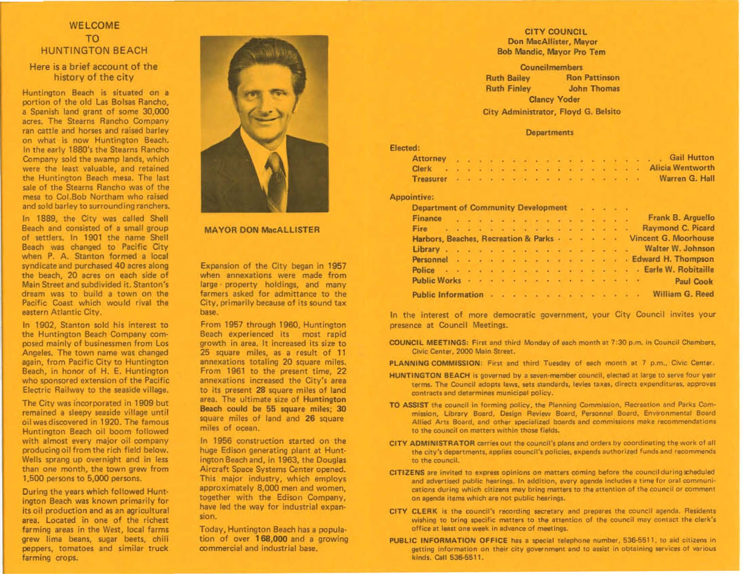# WELCOME TO HUNTINGTON BEACH

## Here is a brief account of the history of the city

Huntington Beach is situated on a portion of the old Las Bolsas Rancho, a Spanish land grant of some 30,000 acres. The Stearns Rancho Company ran cattle and horses and raised barley on what is now Huntington Beach. In the early 1880's the Stearns Rancho Company sold the swamp lands, which were the least valuable, and retained the Huntington Beach mesa. The last sale of the Stearns Rancho was of the mesa to Col.Bob Northam who raised and sold barley to surrounding ranchers.

In 1889, the City was called Shell Beach and consisted of a small group of settlers. In 1901 the name Shell Beach was changed to Pacific City when P. A. Stanton formed a local syndicate and purchased 40 acres along the beach, 20 acres on each side of Main Street and subdivided it. Stanton's dream was to build a town on the Pacific Coast which would rival the eastern Atlantic City.

In 1902, Stanton sold his interest to the Huntington Beach Company composed mainly of businessmen from Los Angeles. The town name was changed again, from Pacific City to Huntington Beach, in honor of H. E. Huntington who sponsored extension of the Pacific Electric Railway to the seaside village.

The City was incorporated in 1909 but remained a sleepy seaside village until oil was discovered in 1920. The famous Huntington Beach oil boom followed with almost every major oil company producing oil from the rich field below. Wells sprang up overnight and in less than one month, the town grew from 1,500 persons to 5,000 persons.

During the years which followed Huntington Beach was known primarily for its oil production and as an agricultural area. Located in one of the richest farming areas in the West, local farms grew lima beans, sugar beets, chili peppers, tomatoes and similar truck farming crops.

**MAYOR DON MacALLISTER**

Expansion of the City began in 1957 when annexations were made from large property holdings, and many farmers asked for admittance to the City, primarily because of its sound tax base.

From 1957 through 1960, Huntington Beach experienced its most rapid growth in area. It increased its size to 25 square miles, as a result of 11 annexations totaling 20 square miles. From 1961 to the present time, 22 annexations increased the City's area to its present **28** square miles of land area. The ultimate size of **Huntington Beach could be 55 square miles; 30** square miles of land and **26** square miles of ocean.

In 1956 construction started on the huge Edison generating plant at Huntington Beach and, in 1963, the Douglas Aircraft Space Systems Center opened. This major industry, which employs approximately 8,000 men and women, together with the Edison Company, have led the way for industrial expansion.

Today, Huntington Beach has a population of over **168,000** and a growing commercial and industrial base.

## CITY COUNCIL

Don MacAllister, Mayor
Bob Mandic, Mayor Pro Tem

**Councilmembers**

Ruth Bailey — Ron Pattinson
Ruth Finley — John Thomas
Clancy Yoder

City Administrator, Floyd G. Belsito

### Departments

**Elected:**

| | |
|---|---|
| Attorney | Gail Hutton |
| Clerk | Alicia Wentworth |
| Treasurer | Warren G. Hall |

**Appointive:**

| | |
|---|---|
| Department of Community Development | |
| Finance | Frank B. Arguello |
| Fire | Raymond C. Picard |
| Harbors, Beaches, Recreation & Parks | Vincent G. Moorhouse |
| Library | Walter W. Johnson |
| Personnel | Edward H. Thompson |
| Police | Earle W. Robitaille |
| Public Works | Paul Cook |
| Public Information | William G. Reed |

In the interest of more democratic government, your City Council invites your presence at Council Meetings.

**COUNCIL MEETINGS:** First and third Monday of each month at 7:30 p.m. in Council Chambers, Civic Center, 2000 Main Street.

**PLANNING COMMISSION:** First and third Tuesday of each month at 7 p.m., Civic Center.

**HUNTINGTON BEACH** is governed by a seven-member council, elected at large to serve four year terms. The Council adopts laws, sets standards, levies taxes, directs expenditures, approves contracts and determines municipal policy.

**TO ASSIST** the council in forming policy, the Planning Commission, Recreation and Parks Commission, Library Board, Design Review Board, Personnel Board, Environmental Board Allied Arts Board, and other specialized boards and commissions make recommendations to the council on matters within those fields.

**CITY ADMINISTRATOR** carries out the council's plans and orders by coordinating the work of all the city's departments, applies council's policies, expends authorized funds and recommends to the council.

**CITIZENS** are invited to express opinions on matters coming before the council during scheduled and advertised public hearings. In addition, every agenda includes a time for oral communications during which citizens may bring matters to the attention of the council or comment on agenda items which are not public hearings.

**CITY CLERK** is the council's recording secretary and prepares the council agenda. Residents wishing to bring specific matters to the attention of the council may contact the clerk's office at least one week in advance of meetings.

**PUBLIC INFORMATION OFFICE** has a special telephone number, 536-5511, to aid citizens in getting information on their city government and to assist in obtaining services of various kinds. Call 536-5511.